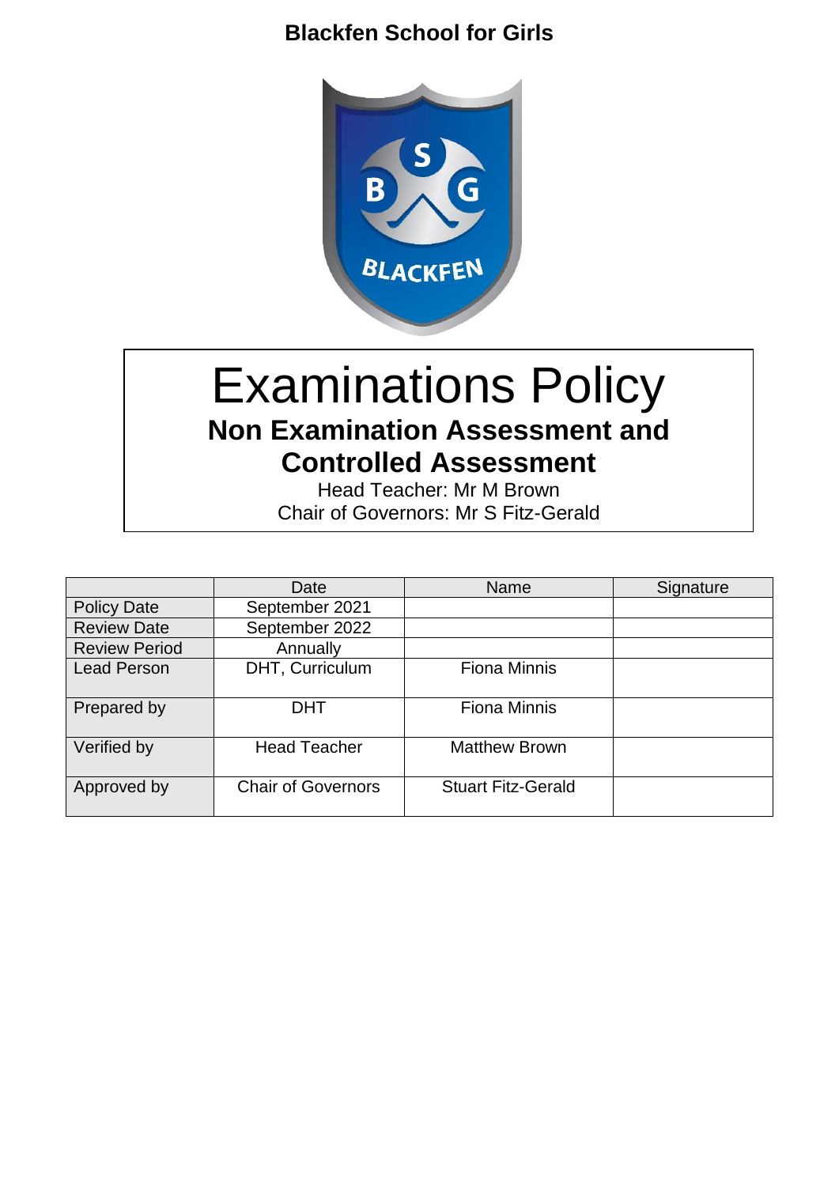**Blackfen School for Girls**

# Examinations Policy

## Non Examination Assessment and Controlled Assessment

Head Teacher: Mr M Brown

Chair of Governors: Mr S Fitz-Gerald

| | Date | Name | Signature |
|---|---|---|---|
| Policy Date | September 2021 | | |
| Review Date | September 2022 | | |
| Review Period | Annually | | |
| Lead Person | DHT, Curriculum | Fiona Minnis | |
| Prepared by | DHT | Fiona Minnis | |
| Verified by | Head Teacher | Matthew Brown | |
| Approved by | Chair of Governors | Stuart Fitz-Gerald | |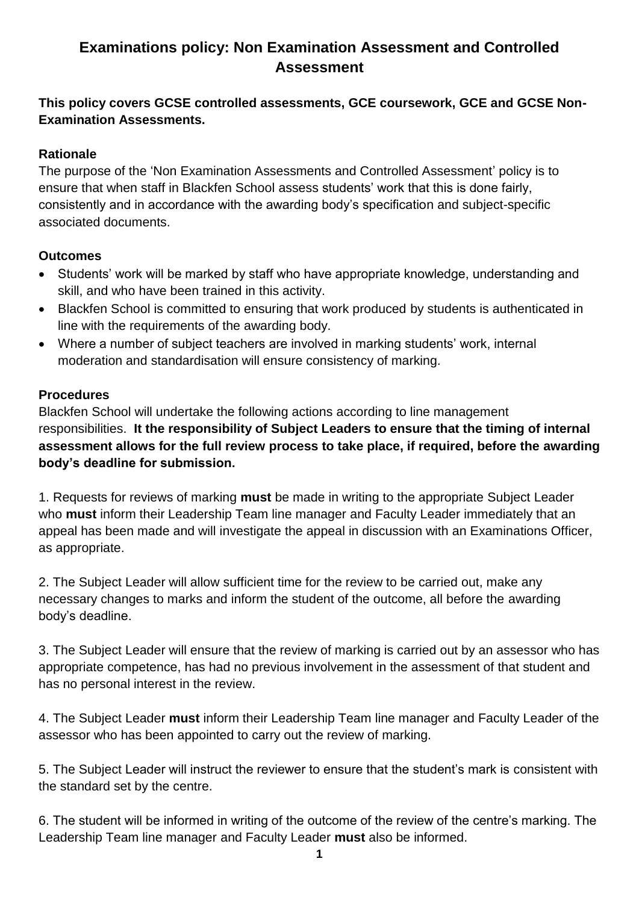# Examinations policy: Non Examination Assessment and Controlled Assessment

**This policy covers GCSE controlled assessments, GCE coursework, GCE and GCSE Non-Examination Assessments.**

## Rationale

The purpose of the 'Non Examination Assessments and Controlled Assessment' policy is to ensure that when staff in Blackfen School assess students' work that this is done fairly, consistently and in accordance with the awarding body's specification and subject-specific associated documents.

## Outcomes

- Students' work will be marked by staff who have appropriate knowledge, understanding and skill, and who have been trained in this activity.
- Blackfen School is committed to ensuring that work produced by students is authenticated in line with the requirements of the awarding body.
- Where a number of subject teachers are involved in marking students' work, internal moderation and standardisation will ensure consistency of marking.

## Procedures

Blackfen School will undertake the following actions according to line management responsibilities. **It the responsibility of Subject Leaders to ensure that the timing of internal assessment allows for the full review process to take place, if required, before the awarding body's deadline for submission.**

1. Requests for reviews of marking **must** be made in writing to the appropriate Subject Leader who **must** inform their Leadership Team line manager and Faculty Leader immediately that an appeal has been made and will investigate the appeal in discussion with an Examinations Officer, as appropriate.

2. The Subject Leader will allow sufficient time for the review to be carried out, make any necessary changes to marks and inform the student of the outcome, all before the awarding body's deadline.

3. The Subject Leader will ensure that the review of marking is carried out by an assessor who has appropriate competence, has had no previous involvement in the assessment of that student and has no personal interest in the review.

4. The Subject Leader **must** inform their Leadership Team line manager and Faculty Leader of the assessor who has been appointed to carry out the review of marking.

5. The Subject Leader will instruct the reviewer to ensure that the student's mark is consistent with the standard set by the centre.

6. The student will be informed in writing of the outcome of the review of the centre's marking. The Leadership Team line manager and Faculty Leader **must** also be informed.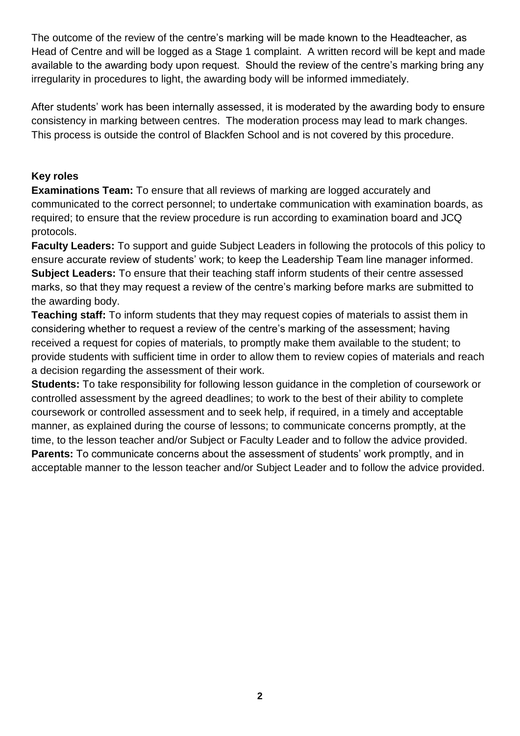The outcome of the review of the centre's marking will be made known to the Headteacher, as Head of Centre and will be logged as a Stage 1 complaint. A written record will be kept and made available to the awarding body upon request. Should the review of the centre's marking bring any irregularity in procedures to light, the awarding body will be informed immediately.

After students' work has been internally assessed, it is moderated by the awarding body to ensure consistency in marking between centres. The moderation process may lead to mark changes. This process is outside the control of Blackfen School and is not covered by this procedure.

**Key roles**

**Examinations Team:** To ensure that all reviews of marking are logged accurately and communicated to the correct personnel; to undertake communication with examination boards, as required; to ensure that the review procedure is run according to examination board and JCQ protocols.

**Faculty Leaders:** To support and guide Subject Leaders in following the protocols of this policy to ensure accurate review of students' work; to keep the Leadership Team line manager informed.

**Subject Leaders:** To ensure that their teaching staff inform students of their centre assessed marks, so that they may request a review of the centre's marking before marks are submitted to the awarding body.

**Teaching staff:** To inform students that they may request copies of materials to assist them in considering whether to request a review of the centre's marking of the assessment; having received a request for copies of materials, to promptly make them available to the student; to provide students with sufficient time in order to allow them to review copies of materials and reach a decision regarding the assessment of their work.

**Students:** To take responsibility for following lesson guidance in the completion of coursework or controlled assessment by the agreed deadlines; to work to the best of their ability to complete coursework or controlled assessment and to seek help, if required, in a timely and acceptable manner, as explained during the course of lessons; to communicate concerns promptly, at the time, to the lesson teacher and/or Subject or Faculty Leader and to follow the advice provided.

**Parents:** To communicate concerns about the assessment of students' work promptly, and in acceptable manner to the lesson teacher and/or Subject Leader and to follow the advice provided.